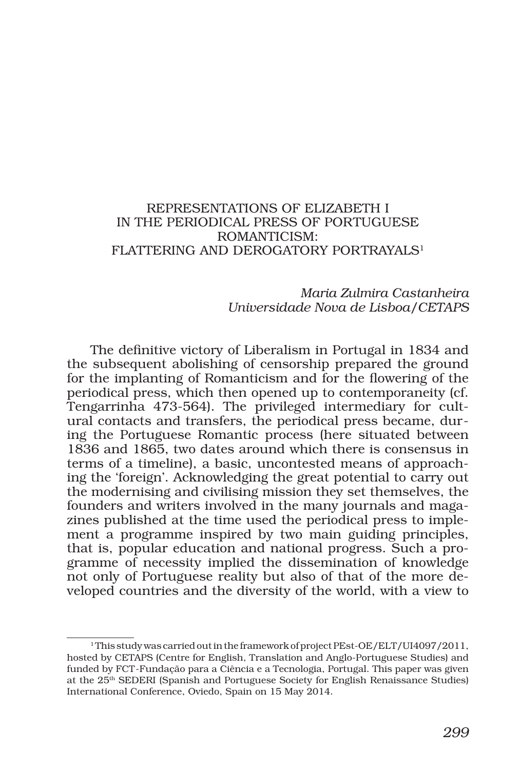# REPRESENTATIONS OF ELIZABETH I IN THE PERIODICAL PRESS OF PORTUGUESE ROMANTICISM: FLATTERING AND DEROGATORY PORTRAYALS[1]

*Maria Zulmira Castanheira*
*Universidade Nova de Lisboa/CETAPS*

The definitive victory of Liberalism in Portugal in 1834 and the subsequent abolishing of censorship prepared the ground for the implanting of Romanticism and for the flowering of the periodical press, which then opened up to contemporaneity (cf. Tengarrinha 473-564). The privileged intermediary for cultural contacts and transfers, the periodical press became, during the Portuguese Romantic process (here situated between 1836 and 1865, two dates around which there is consensus in terms of a timeline), a basic, uncontested means of approaching the 'foreign'. Acknowledging the great potential to carry out the modernising and civilising mission they set themselves, the founders and writers involved in the many journals and magazines published at the time used the periodical press to implement a programme inspired by two main guiding principles, that is, popular education and national progress. Such a programme of necessity implied the dissemination of knowledge not only of Portuguese reality but also of that of the more developed countries and the diversity of the world, with a view to

---

[1] This study was carried out in the framework of project PEst-OE/ELT/UI4097/2011, hosted by CETAPS (Centre for English, Translation and Anglo-Portuguese Studies) and funded by FCT-Fundação para a Ciência e a Tecnologia, Portugal. This paper was given at the 25th SEDERI (Spanish and Portuguese Society for English Renaissance Studies) International Conference, Oviedo, Spain on 15 May 2014.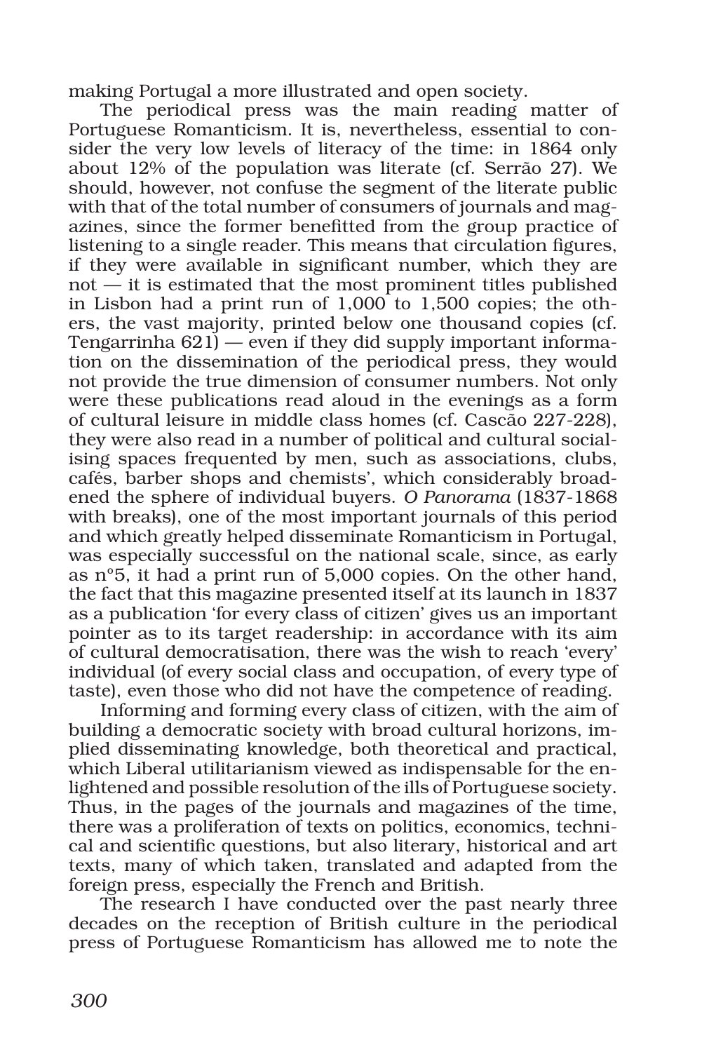making Portugal a more illustrated and open society.

The periodical press was the main reading matter of Portuguese Romanticism. It is, nevertheless, essential to consider the very low levels of literacy of the time: in 1864 only about 12% of the population was literate (cf. Serrão 27). We should, however, not confuse the segment of the literate public with that of the total number of consumers of journals and magazines, since the former benefitted from the group practice of listening to a single reader. This means that circulation figures, if they were available in significant number, which they are not — it is estimated that the most prominent titles published in Lisbon had a print run of 1,000 to 1,500 copies; the others, the vast majority, printed below one thousand copies (cf. Tengarrinha 621) — even if they did supply important information on the dissemination of the periodical press, they would not provide the true dimension of consumer numbers. Not only were these publications read aloud in the evenings as a form of cultural leisure in middle class homes (cf. Cascão 227-228), they were also read in a number of political and cultural socialising spaces frequented by men, such as associations, clubs, cafés, barber shops and chemists', which considerably broadened the sphere of individual buyers. *O Panorama* (1837-1868 with breaks), one of the most important journals of this period and which greatly helped disseminate Romanticism in Portugal, was especially successful on the national scale, since, as early as nº5, it had a print run of 5,000 copies. On the other hand, the fact that this magazine presented itself at its launch in 1837 as a publication 'for every class of citizen' gives us an important pointer as to its target readership: in accordance with its aim of cultural democratisation, there was the wish to reach 'every' individual (of every social class and occupation, of every type of taste), even those who did not have the competence of reading.

Informing and forming every class of citizen, with the aim of building a democratic society with broad cultural horizons, implied disseminating knowledge, both theoretical and practical, which Liberal utilitarianism viewed as indispensable for the enlightened and possible resolution of the ills of Portuguese society. Thus, in the pages of the journals and magazines of the time, there was a proliferation of texts on politics, economics, technical and scientific questions, but also literary, historical and art texts, many of which taken, translated and adapted from the foreign press, especially the French and British.

The research I have conducted over the past nearly three decades on the reception of British culture in the periodical press of Portuguese Romanticism has allowed me to note the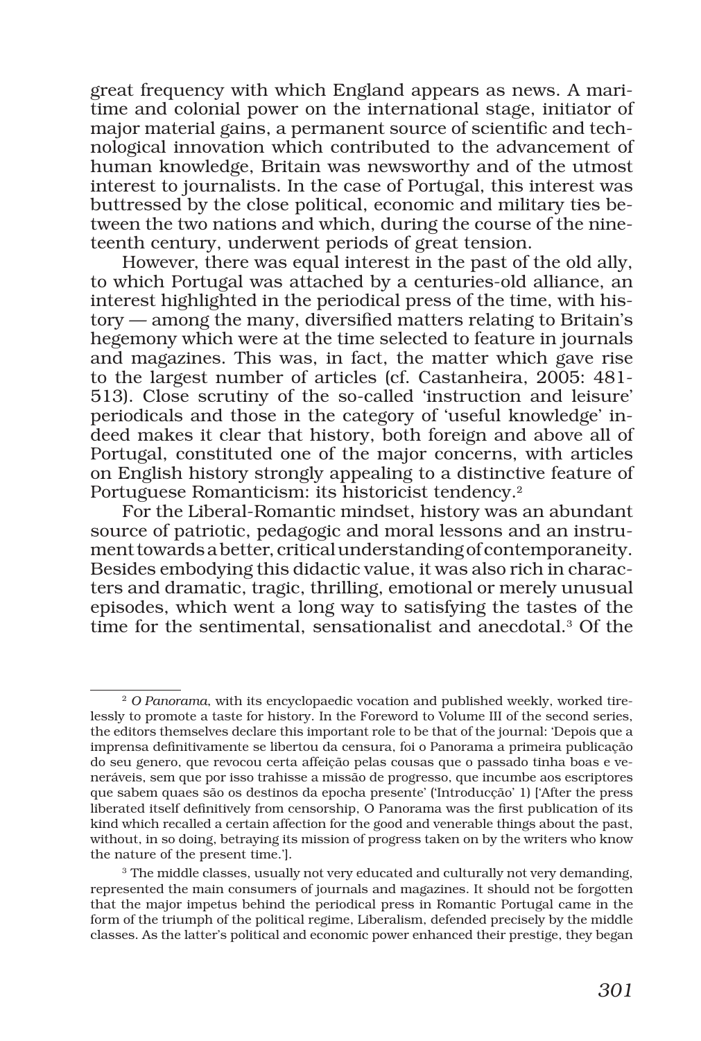great frequency with which England appears as news. A maritime and colonial power on the international stage, initiator of major material gains, a permanent source of scientific and technological innovation which contributed to the advancement of human knowledge, Britain was newsworthy and of the utmost interest to journalists. In the case of Portugal, this interest was buttressed by the close political, economic and military ties between the two nations and which, during the course of the nineteenth century, underwent periods of great tension.

However, there was equal interest in the past of the old ally, to which Portugal was attached by a centuries-old alliance, an interest highlighted in the periodical press of the time, with history — among the many, diversified matters relating to Britain's hegemony which were at the time selected to feature in journals and magazines. This was, in fact, the matter which gave rise to the largest number of articles (cf. Castanheira, 2005: 481-513). Close scrutiny of the so-called 'instruction and leisure' periodicals and those in the category of 'useful knowledge' indeed makes it clear that history, both foreign and above all of Portugal, constituted one of the major concerns, with articles on English history strongly appealing to a distinctive feature of Portuguese Romanticism: its historicist tendency.[2]

For the Liberal-Romantic mindset, history was an abundant source of patriotic, pedagogic and moral lessons and an instrument towards a better, critical understanding of contemporaneity. Besides embodying this didactic value, it was also rich in characters and dramatic, tragic, thrilling, emotional or merely unusual episodes, which went a long way to satisfying the tastes of the time for the sentimental, sensationalist and anecdotal.[3] Of the

---

[2] *O Panorama*, with its encyclopaedic vocation and published weekly, worked tirelessly to promote a taste for history. In the Foreword to Volume III of the second series, the editors themselves declare this important role to be that of the journal: 'Depois que a imprensa definitivamente se libertou da censura, foi o Panorama a primeira publicação do seu genero, que revocou certa affeição pelas cousas que o passado tinha boas e veneráveis, sem que por isso trahisse a missão de progresso, que incumbe aos escriptores que sabem quaes são os destinos da epocha presente' ('Introducção' 1) ['After the press liberated itself definitively from censorship, O Panorama was the first publication of its kind which recalled a certain affection for the good and venerable things about the past, without, in so doing, betraying its mission of progress taken on by the writers who know the nature of the present time.'].

[3] The middle classes, usually not very educated and culturally not very demanding, represented the main consumers of journals and magazines. It should not be forgotten that the major impetus behind the periodical press in Romantic Portugal came in the form of the triumph of the political regime, Liberalism, defended precisely by the middle classes. As the latter's political and economic power enhanced their prestige, they began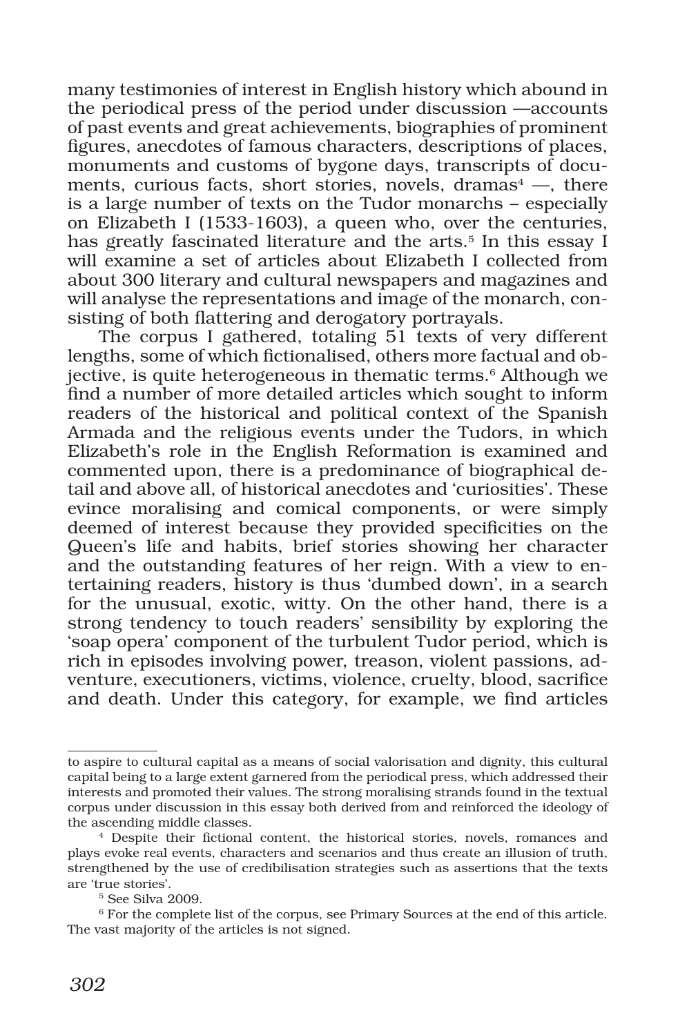many testimonies of interest in English history which abound in the periodical press of the period under discussion —accounts of past events and great achievements, biographies of prominent figures, anecdotes of famous characters, descriptions of places, monuments and customs of bygone days, transcripts of documents, curious facts, short stories, novels, dramas[4] —, there is a large number of texts on the Tudor monarchs – especially on Elizabeth I (1533-1603), a queen who, over the centuries, has greatly fascinated literature and the arts.[5] In this essay I will examine a set of articles about Elizabeth I collected from about 300 literary and cultural newspapers and magazines and will analyse the representations and image of the monarch, consisting of both flattering and derogatory portrayals.

The corpus I gathered, totaling 51 texts of very different lengths, some of which fictionalised, others more factual and objective, is quite heterogeneous in thematic terms.[6] Although we find a number of more detailed articles which sought to inform readers of the historical and political context of the Spanish Armada and the religious events under the Tudors, in which Elizabeth's role in the English Reformation is examined and commented upon, there is a predominance of biographical detail and above all, of historical anecdotes and 'curiosities'. These evince moralising and comical components, or were simply deemed of interest because they provided specificities on the Queen's life and habits, brief stories showing her character and the outstanding features of her reign. With a view to entertaining readers, history is thus 'dumbed down', in a search for the unusual, exotic, witty. On the other hand, there is a strong tendency to touch readers' sensibility by exploring the 'soap opera' component of the turbulent Tudor period, which is rich in episodes involving power, treason, violent passions, adventure, executioners, victims, violence, cruelty, blood, sacrifice and death. Under this category, for example, we find articles

---

to aspire to cultural capital as a means of social valorisation and dignity, this cultural capital being to a large extent garnered from the periodical press, which addressed their interests and promoted their values. The strong moralising strands found in the textual corpus under discussion in this essay both derived from and reinforced the ideology of the ascending middle classes.

[4] Despite their fictional content, the historical stories, novels, romances and plays evoke real events, characters and scenarios and thus create an illusion of truth, strengthened by the use of credibilisation strategies such as assertions that the texts are 'true stories'.

[5] See Silva 2009.

[6] For the complete list of the corpus, see Primary Sources at the end of this article. The vast majority of the articles is not signed.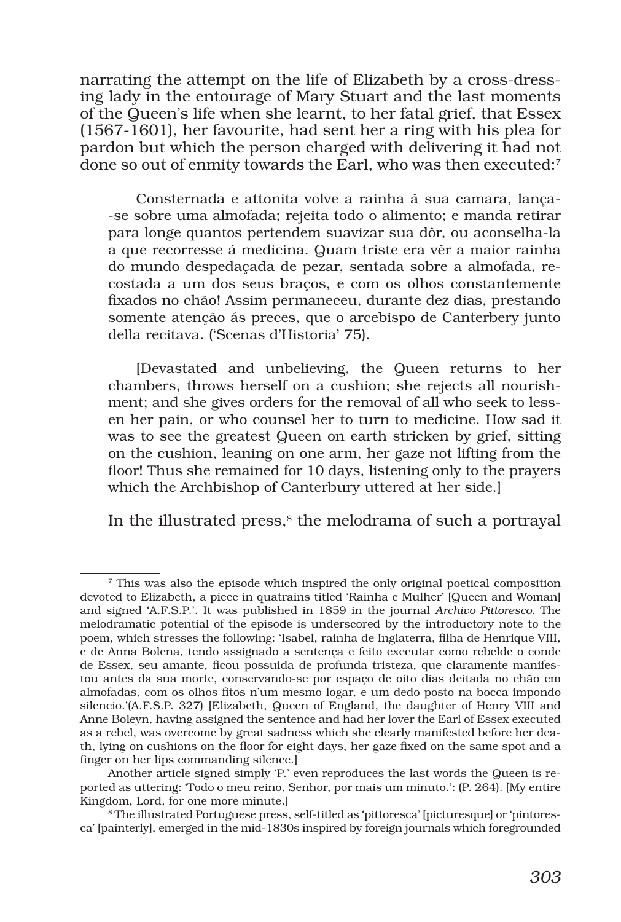narrating the attempt on the life of Elizabeth by a cross-dressing lady in the entourage of Mary Stuart and the last moments of the Queen's life when she learnt, to her fatal grief, that Essex (1567-1601), her favourite, had sent her a ring with his plea for pardon but which the person charged with delivering it had not done so out of enmity towards the Earl, who was then executed:[7]

> Consternada e attonita volve a rainha á sua camara, lança-se sobre uma almofada; rejeita todo o alimento; e manda retirar para longe quantos pertendem suavizar sua dôr, ou aconselha-la a que recorresse á medicina. Quam triste era vêr a maior rainha do mundo despedaçada de pezar, sentada sobre a almofada, recostada a um dos seus braços, e com os olhos constantemente fixados no chão! Assim permaneceu, durante dez dias, prestando somente atenção ás preces, que o arcebispo de Canterbery junto della recitava. ('Scenas d'Historia' 75).
>
> [Devastated and unbelieving, the Queen returns to her chambers, throws herself on a cushion; she rejects all nourishment; and she gives orders for the removal of all who seek to lessen her pain, or who counsel her to turn to medicine. How sad it was to see the greatest Queen on earth stricken by grief, sitting on the cushion, leaning on one arm, her gaze not lifting from the floor! Thus she remained for 10 days, listening only to the prayers which the Archbishop of Canterbury uttered at her side.]

In the illustrated press,[8] the melodrama of such a portrayal

---

[7] This was also the episode which inspired the only original poetical composition devoted to Elizabeth, a piece in quatrains titled 'Rainha e Mulher' [Queen and Woman] and signed 'A.F.S.P.'. It was published in 1859 in the journal *Archivo Pittoresco*. The melodramatic potential of the episode is underscored by the introductory note to the poem, which stresses the following: 'Isabel, rainha de Inglaterra, filha de Henrique VIII, e de Anna Bolena, tendo assignado a sentença e feito executar como rebelde o conde de Essex, seu amante, ficou possuida de profunda tristeza, que claramente manifestou antes da sua morte, conservando-se por espaço de oito dias deitada no chão em almofadas, com os olhos fitos n'um mesmo logar, e um dedo posto na bocca impondo silencio.'(A.F.S.P. 327) [Elizabeth, Queen of England, the daughter of Henry VIII and Anne Boleyn, having assigned the sentence and had her lover the Earl of Essex executed as a rebel, was overcome by great sadness which she clearly manifested before her death, lying on cushions on the floor for eight days, her gaze fixed on the same spot and a finger on her lips commanding silence.]

Another article signed simply 'P.' even reproduces the last words the Queen is reported as uttering: 'Todo o meu reino, Senhor, por mais um minuto.': (P. 264). [My entire Kingdom, Lord, for one more minute.]

[8] The illustrated Portuguese press, self-titled as 'pittoresca' [picturesque] or 'pintoresca' [painterly], emerged in the mid-1830s inspired by foreign journals which foregrounded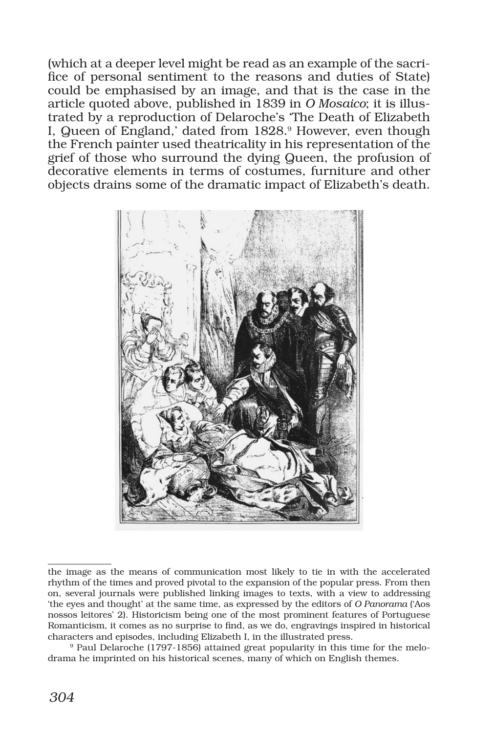(which at a deeper level might be read as an example of the sacrifice of personal sentiment to the reasons and duties of State) could be emphasised by an image, and that is the case in the article quoted above, published in 1839 in *O Mosaico*; it is illustrated by a reproduction of Delaroche's 'The Death of Elizabeth I, Queen of England,' dated from 1828.[9] However, even though the French painter used theatricality in his representation of the grief of those who surround the dying Queen, the profusion of decorative elements in terms of costumes, furniture and other objects drains some of the dramatic impact of Elizabeth's death.

---

the image as the means of communication most likely to tie in with the accelerated rhythm of the times and proved pivotal to the expansion of the popular press. From then on, several journals were published linking images to texts, with a view to addressing 'the eyes and thought' at the same time, as expressed by the editors of *O Panorama* ('Aos nossos leitores' 2). Historicism being one of the most prominent features of Portuguese Romanticism, it comes as no surprise to find, as we do, engravings inspired in historical characters and episodes, including Elizabeth I, in the illustrated press.

[9] Paul Delaroche (1797-1856) attained great popularity in this time for the melodrama he imprinted on his historical scenes, many of which on English themes.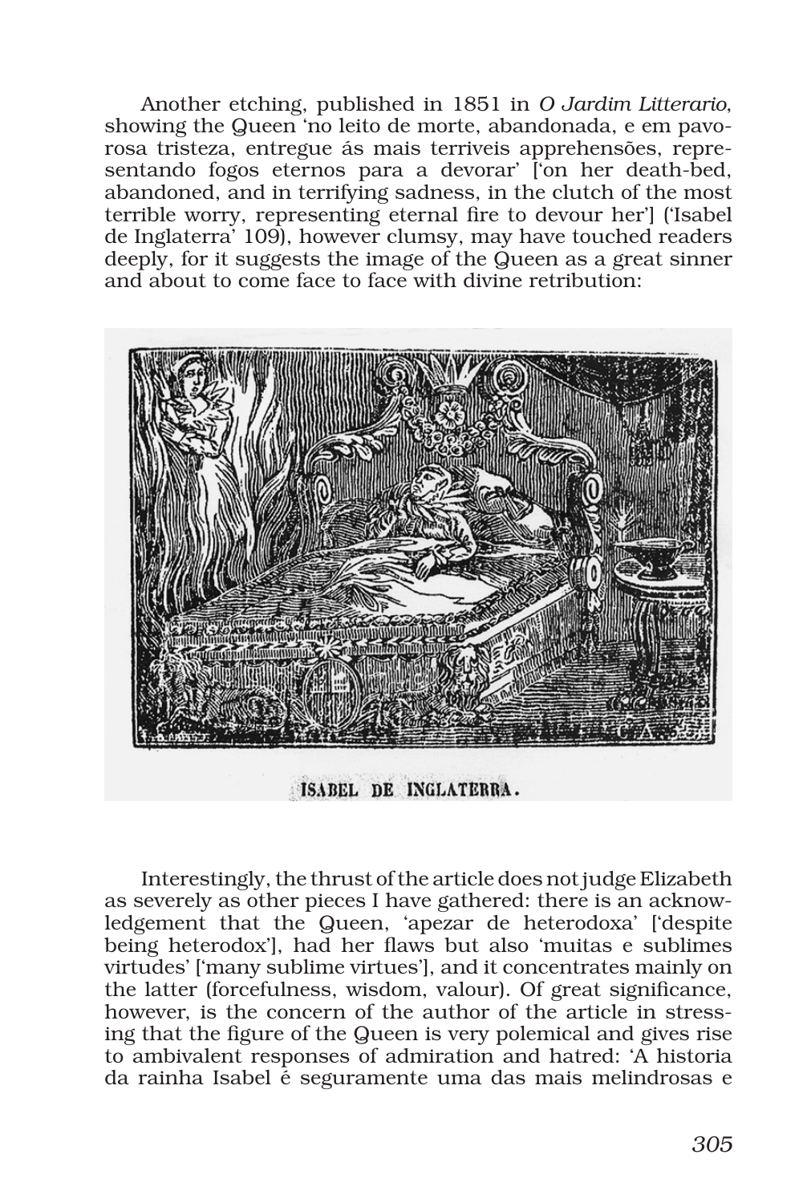Another etching, published in 1851 in *O Jardim Litterario*, showing the Queen 'no leito de morte, abandonada, e em pavorosa tristeza, entregue ás mais terriveis apprehensões, representando fogos eternos para a devorar' ['on her death-bed, abandoned, and in terrifying sadness, in the clutch of the most terrible worry, representing eternal fire to devour her'] ('Isabel de Inglaterra' 109), however clumsy, may have touched readers deeply, for it suggests the image of the Queen as a great sinner and about to come face to face with divine retribution:

ISABEL DE INGLATERRA.

Interestingly, the thrust of the article does not judge Elizabeth as severely as other pieces I have gathered: there is an acknowledgement that the Queen, 'apezar de heterodoxa' ['despite being heterodox'], had her flaws but also 'muitas e sublimes virtudes' ['many sublime virtues'], and it concentrates mainly on the latter (forcefulness, wisdom, valour). Of great significance, however, is the concern of the author of the article in stressing that the figure of the Queen is very polemical and gives rise to ambivalent responses of admiration and hatred: 'A historia da rainha Isabel é seguramente uma das mais melindrosas e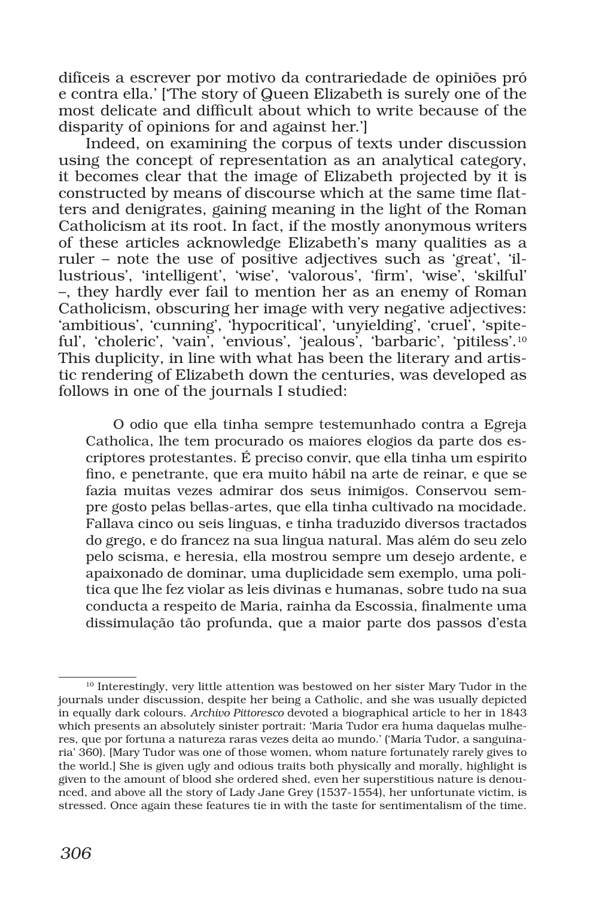difíceis a escrever por motivo da contrariedade de opiniões pró e contra ella.' ['The story of Queen Elizabeth is surely one of the most delicate and difficult about which to write because of the disparity of opinions for and against her.']

Indeed, on examining the corpus of texts under discussion using the concept of representation as an analytical category, it becomes clear that the image of Elizabeth projected by it is constructed by means of discourse which at the same time flatters and denigrates, gaining meaning in the light of the Roman Catholicism at its root. In fact, if the mostly anonymous writers of these articles acknowledge Elizabeth's many qualities as a ruler – note the use of positive adjectives such as 'great', 'illustrious', 'intelligent', 'wise', 'valorous', 'firm', 'wise', 'skilful' –, they hardly ever fail to mention her as an enemy of Roman Catholicism, obscuring her image with very negative adjectives: 'ambitious', 'cunning', 'hypocritical', 'unyielding', 'cruel', 'spiteful', 'choleric', 'vain', 'envious', 'jealous', 'barbaric', 'pitiless'.[10] This duplicity, in line with what has been the literary and artistic rendering of Elizabeth down the centuries, was developed as follows in one of the journals I studied:

> O odio que ella tinha sempre testemunhado contra a Egreja Catholica, lhe tem procurado os maiores elogios da parte dos escriptores protestantes. É preciso convir, que ella tinha um espirito fino, e penetrante, que era muito hábil na arte de reinar, e que se fazia muitas vezes admirar dos seus inimigos. Conservou sempre gosto pelas bellas-artes, que ella tinha cultivado na mocidade. Fallava cinco ou seis linguas, e tinha traduzido diversos tractados do grego, e do francez na sua lingua natural. Mas além do seu zelo pelo scisma, e heresia, ella mostrou sempre um desejo ardente, e apaixonado de dominar, uma duplicidade sem exemplo, uma politica que lhe fez violar as leis divinas e humanas, sobre tudo na sua conducta a respeito de Maria, rainha da Escossia, finalmente uma dissimulação tão profunda, que a maior parte dos passos d'esta

---

[10] Interestingly, very little attention was bestowed on her sister Mary Tudor in the journals under discussion, despite her being a Catholic, and she was usually depicted in equally dark colours. *Archivo Pittoresco* devoted a biographical article to her in 1843 which presents an absolutely sinister portrait: 'Maria Tudor era huma daquelas mulheres, que por fortuna a natureza raras vezes deita ao mundo.' ('Maria Tudor, a sanguinaria' 360). [Mary Tudor was one of those women, whom nature fortunately rarely gives to the world.] She is given ugly and odious traits both physically and morally, highlight is given to the amount of blood she ordered shed, even her superstitious nature is denounced, and above all the story of Lady Jane Grey (1537-1554), her unfortunate victim, is stressed. Once again these features tie in with the taste for sentimentalism of the time.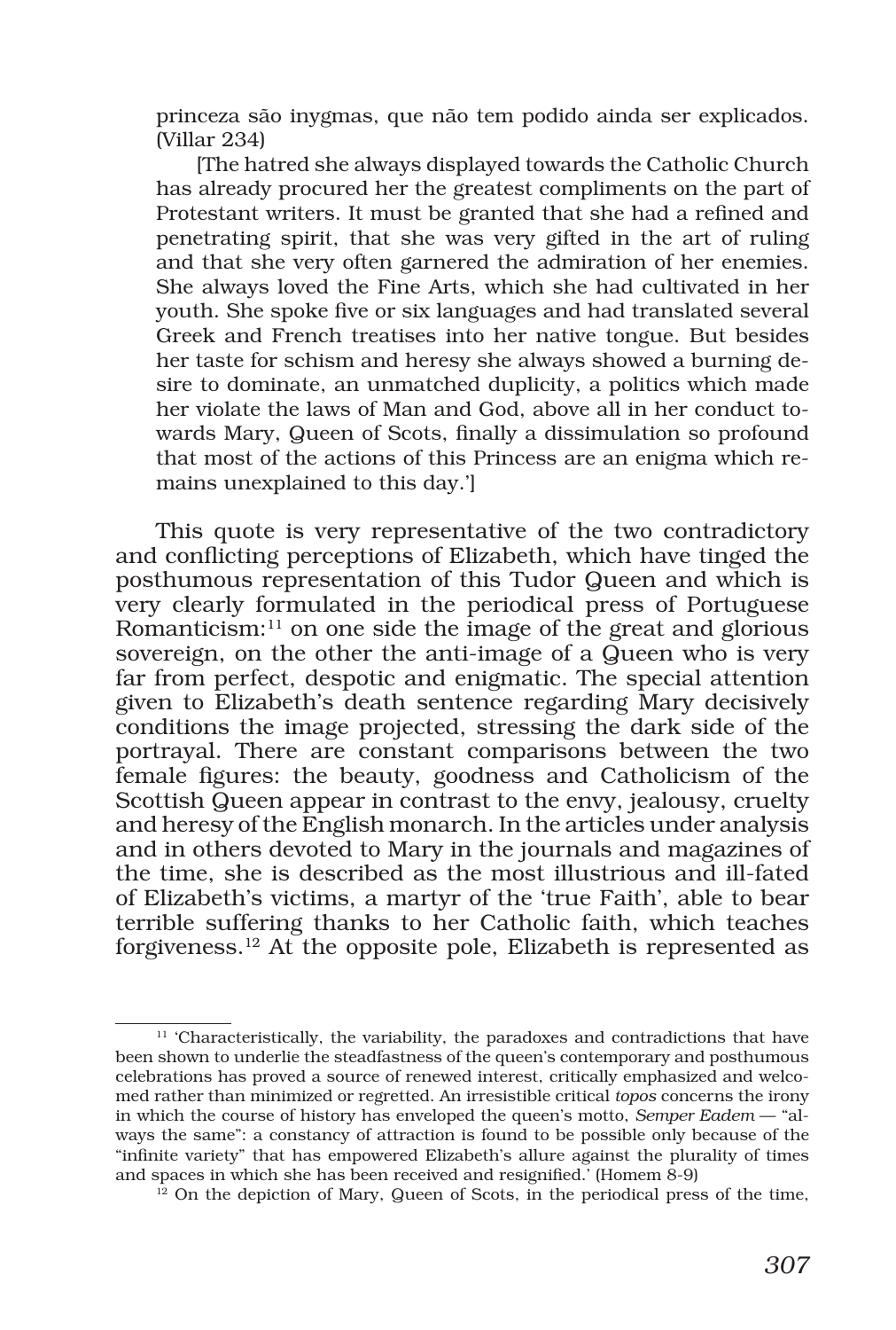princeza são inygmas, que não tem podido ainda ser explicados. (Villar 234)

[The hatred she always displayed towards the Catholic Church has already procured her the greatest compliments on the part of Protestant writers. It must be granted that she had a refined and penetrating spirit, that she was very gifted in the art of ruling and that she very often garnered the admiration of her enemies. She always loved the Fine Arts, which she had cultivated in her youth. She spoke five or six languages and had translated several Greek and French treatises into her native tongue. But besides her taste for schism and heresy she always showed a burning desire to dominate, an unmatched duplicity, a politics which made her violate the laws of Man and God, above all in her conduct towards Mary, Queen of Scots, finally a dissimulation so profound that most of the actions of this Princess are an enigma which remains unexplained to this day.']

This quote is very representative of the two contradictory and conflicting perceptions of Elizabeth, which have tinged the posthumous representation of this Tudor Queen and which is very clearly formulated in the periodical press of Portuguese Romanticism:[11] on one side the image of the great and glorious sovereign, on the other the anti-image of a Queen who is very far from perfect, despotic and enigmatic. The special attention given to Elizabeth's death sentence regarding Mary decisively conditions the image projected, stressing the dark side of the portrayal. There are constant comparisons between the two female figures: the beauty, goodness and Catholicism of the Scottish Queen appear in contrast to the envy, jealousy, cruelty and heresy of the English monarch. In the articles under analysis and in others devoted to Mary in the journals and magazines of the time, she is described as the most illustrious and ill-fated of Elizabeth's victims, a martyr of the 'true Faith', able to bear terrible suffering thanks to her Catholic faith, which teaches forgiveness.[12] At the opposite pole, Elizabeth is represented as

---

[11] 'Characteristically, the variability, the paradoxes and contradictions that have been shown to underlie the steadfastness of the queen's contemporary and posthumous celebrations has proved a source of renewed interest, critically emphasized and welcomed rather than minimized or regretted. An irresistible critical *topos* concerns the irony in which the course of history has enveloped the queen's motto, *Semper Eadem* — "always the same": a constancy of attraction is found to be possible only because of the "infinite variety" that has empowered Elizabeth's allure against the plurality of times and spaces in which she has been received and resignified.' (Homem 8-9)

[12] On the depiction of Mary, Queen of Scots, in the periodical press of the time,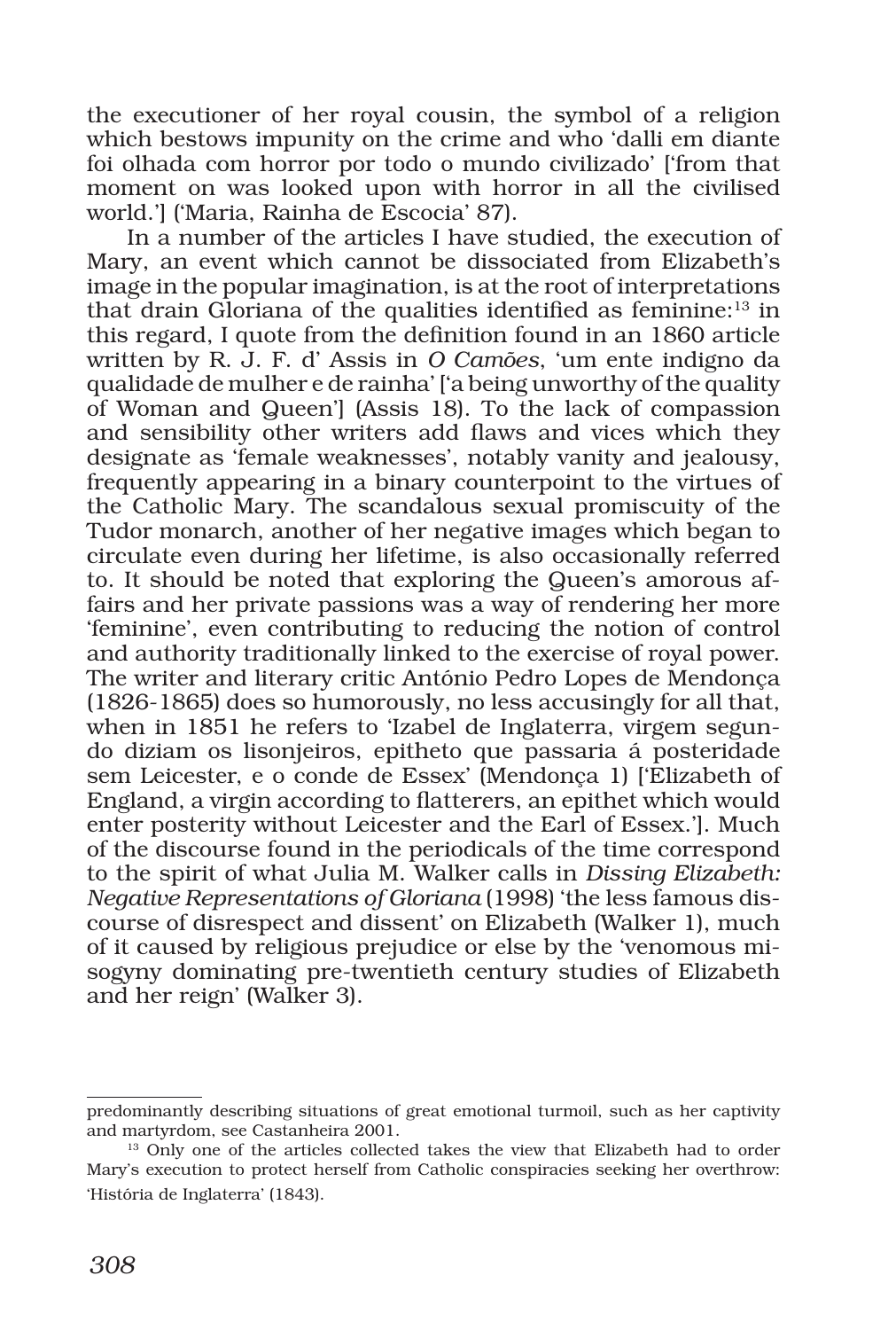the executioner of her royal cousin, the symbol of a religion which bestows impunity on the crime and who 'dalli em diante foi olhada com horror por todo o mundo civilizado' ['from that moment on was looked upon with horror in all the civilised world.'] ('Maria, Rainha de Escocia' 87).

In a number of the articles I have studied, the execution of Mary, an event which cannot be dissociated from Elizabeth's image in the popular imagination, is at the root of interpretations that drain Gloriana of the qualities identified as feminine:[13] in this regard, I quote from the definition found in an 1860 article written by R. J. F. d' Assis in *O Camões*, 'um ente indigno da qualidade de mulher e de rainha' ['a being unworthy of the quality of Woman and Queen'] (Assis 18). To the lack of compassion and sensibility other writers add flaws and vices which they designate as 'female weaknesses', notably vanity and jealousy, frequently appearing in a binary counterpoint to the virtues of the Catholic Mary. The scandalous sexual promiscuity of the Tudor monarch, another of her negative images which began to circulate even during her lifetime, is also occasionally referred to. It should be noted that exploring the Queen's amorous affairs and her private passions was a way of rendering her more 'feminine', even contributing to reducing the notion of control and authority traditionally linked to the exercise of royal power. The writer and literary critic António Pedro Lopes de Mendonça (1826-1865) does so humorously, no less accusingly for all that, when in 1851 he refers to 'Izabel de Inglaterra, virgem segundo diziam os lisonjeiros, epitheto que passaria á posteridade sem Leicester, e o conde de Essex' (Mendonça 1) ['Elizabeth of England, a virgin according to flatterers, an epithet which would enter posterity without Leicester and the Earl of Essex.']. Much of the discourse found in the periodicals of the time correspond to the spirit of what Julia M. Walker calls in *Dissing Elizabeth: Negative Representations of Gloriana* (1998) 'the less famous discourse of disrespect and dissent' on Elizabeth (Walker 1), much of it caused by religious prejudice or else by the 'venomous misogyny dominating pre-twentieth century studies of Elizabeth and her reign' (Walker 3).

---

predominantly describing situations of great emotional turmoil, such as her captivity and martyrdom, see Castanheira 2001.

[13] Only one of the articles collected takes the view that Elizabeth had to order Mary's execution to protect herself from Catholic conspiracies seeking her overthrow: 'História de Inglaterra' (1843).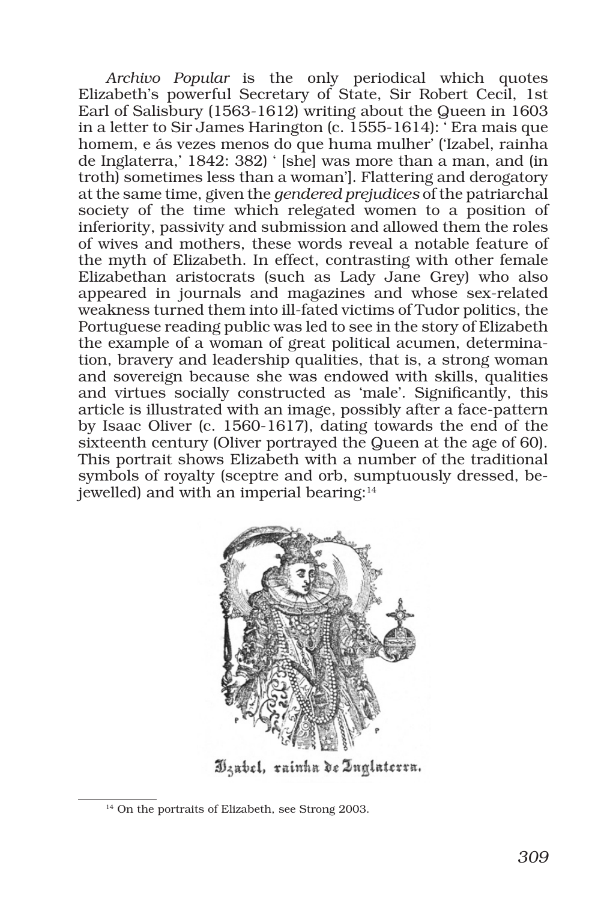*Archivo Popular* is the only periodical which quotes Elizabeth's powerful Secretary of State, Sir Robert Cecil, 1st Earl of Salisbury (1563-1612) writing about the Queen in 1603 in a letter to Sir James Harington (c. 1555-1614): ' Era mais que homem, e ás vezes menos do que huma mulher' ('Izabel, rainha de Inglaterra,' 1842: 382) ' [she] was more than a man, and (in troth) sometimes less than a woman']. Flattering and derogatory at the same time, given the *gendered prejudices* of the patriarchal society of the time which relegated women to a position of inferiority, passivity and submission and allowed them the roles of wives and mothers, these words reveal a notable feature of the myth of Elizabeth. In effect, contrasting with other female Elizabethan aristocrats (such as Lady Jane Grey) who also appeared in journals and magazines and whose sex-related weakness turned them into ill-fated victims of Tudor politics, the Portuguese reading public was led to see in the story of Elizabeth the example of a woman of great political acumen, determination, bravery and leadership qualities, that is, a strong woman and sovereign because she was endowed with skills, qualities and virtues socially constructed as 'male'. Significantly, this article is illustrated with an image, possibly after a face-pattern by Isaac Oliver (c. 1560-1617), dating towards the end of the sixteenth century (Oliver portrayed the Queen at the age of 60). This portrait shows Elizabeth with a number of the traditional symbols of royalty (sceptre and orb, sumptuously dressed, bejewelled) and with an imperial bearing:[14]

Izabel, rainha de Inglaterra.

[14] On the portraits of Elizabeth, see Strong 2003.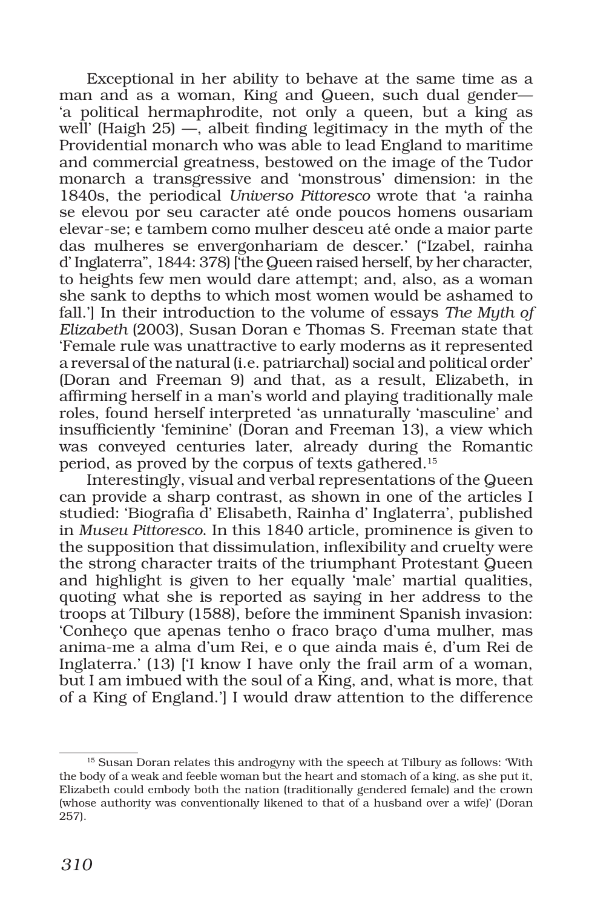Exceptional in her ability to behave at the same time as a man and as a woman, King and Queen, such dual gender— 'a political hermaphrodite, not only a queen, but a king as well' (Haigh 25) —, albeit finding legitimacy in the myth of the Providential monarch who was able to lead England to maritime and commercial greatness, bestowed on the image of the Tudor monarch a transgressive and 'monstrous' dimension: in the 1840s, the periodical *Universo Pittoresco* wrote that 'a rainha se elevou por seu caracter até onde poucos homens ousariam elevar-se; e tambem como mulher desceu até onde a maior parte das mulheres se envergonhariam de descer.' ("Izabel, rainha d' Inglaterra", 1844: 378) ['the Queen raised herself, by her character, to heights few men would dare attempt; and, also, as a woman she sank to depths to which most women would be ashamed to fall.'] In their introduction to the volume of essays *The Myth of Elizabeth* (2003), Susan Doran e Thomas S. Freeman state that 'Female rule was unattractive to early moderns as it represented a reversal of the natural (i.e. patriarchal) social and political order' (Doran and Freeman 9) and that, as a result, Elizabeth, in affirming herself in a man's world and playing traditionally male roles, found herself interpreted 'as unnaturally 'masculine' and insufficiently 'feminine' (Doran and Freeman 13), a view which was conveyed centuries later, already during the Romantic period, as proved by the corpus of texts gathered.[15]

Interestingly, visual and verbal representations of the Queen can provide a sharp contrast, as shown in one of the articles I studied: 'Biografia d' Elisabeth, Rainha d' Inglaterra', published in *Museu Pittoresco*. In this 1840 article, prominence is given to the supposition that dissimulation, inflexibility and cruelty were the strong character traits of the triumphant Protestant Queen and highlight is given to her equally 'male' martial qualities, quoting what she is reported as saying in her address to the troops at Tilbury (1588), before the imminent Spanish invasion: 'Conheço que apenas tenho o fraco braço d'uma mulher, mas anima-me a alma d'um Rei, e o que ainda mais é, d'um Rei de Inglaterra.' (13) ['I know I have only the frail arm of a woman, but I am imbued with the soul of a King, and, what is more, that of a King of England.'] I would draw attention to the difference

[15] Susan Doran relates this androgyny with the speech at Tilbury as follows: 'With the body of a weak and feeble woman but the heart and stomach of a king, as she put it, Elizabeth could embody both the nation (traditionally gendered female) and the crown (whose authority was conventionally likened to that of a husband over a wife)' (Doran 257).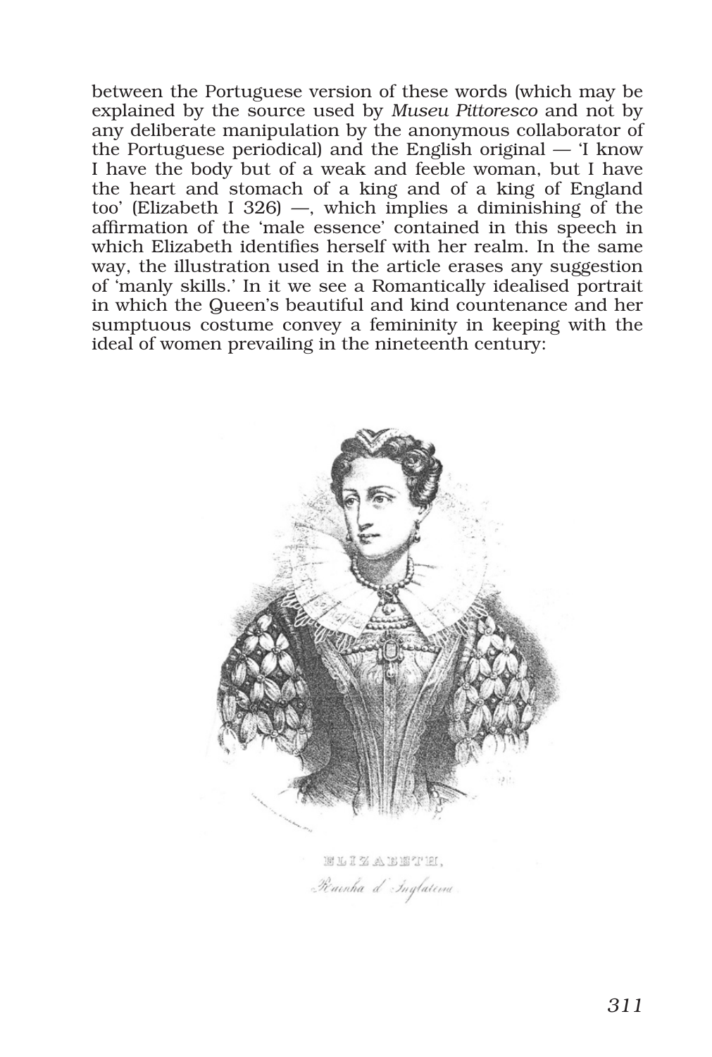between the Portuguese version of these words (which may be explained by the source used by *Museu Pittoresco* and not by any deliberate manipulation by the anonymous collaborator of the Portuguese periodical) and the English original — 'I know I have the body but of a weak and feeble woman, but I have the heart and stomach of a king and of a king of England too' (Elizabeth I 326) —, which implies a diminishing of the affirmation of the 'male essence' contained in this speech in which Elizabeth identifies herself with her realm. In the same way, the illustration used in the article erases any suggestion of 'manly skills.' In it we see a Romantically idealised portrait in which the Queen's beautiful and kind countenance and her sumptuous costume convey a femininity in keeping with the ideal of women prevailing in the nineteenth century:

ELIZABETH,
*Rainha d' Inglaterra*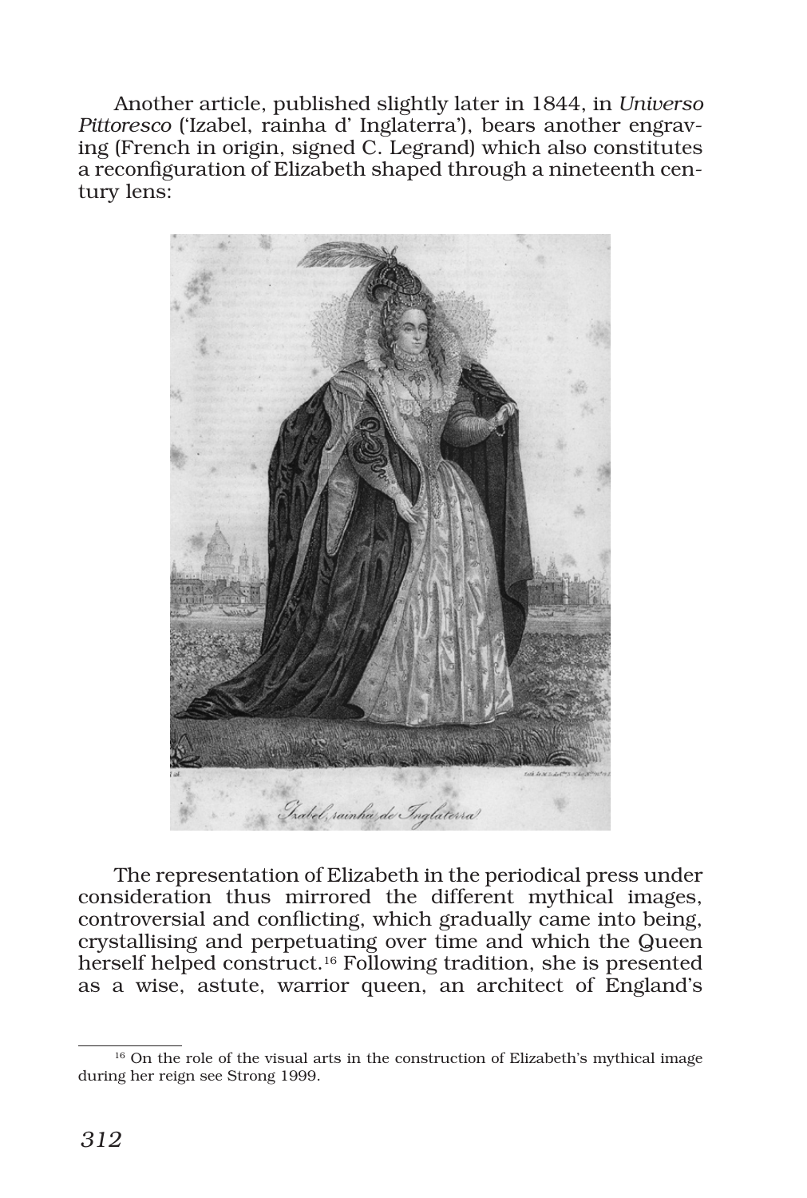Another article, published slightly later in 1844, in *Universo Pittoresco* ('Izabel, rainha d' Inglaterra'), bears another engraving (French in origin, signed C. Legrand) which also constitutes a reconfiguration of Elizabeth shaped through a nineteenth century lens:

Izabel, rainha de Inglaterra

The representation of Elizabeth in the periodical press under consideration thus mirrored the different mythical images, controversial and conflicting, which gradually came into being, crystallising and perpetuating over time and which the Queen herself helped construct.[16] Following tradition, she is presented as a wise, astute, warrior queen, an architect of England's

[16] On the role of the visual arts in the construction of Elizabeth's mythical image during her reign see Strong 1999.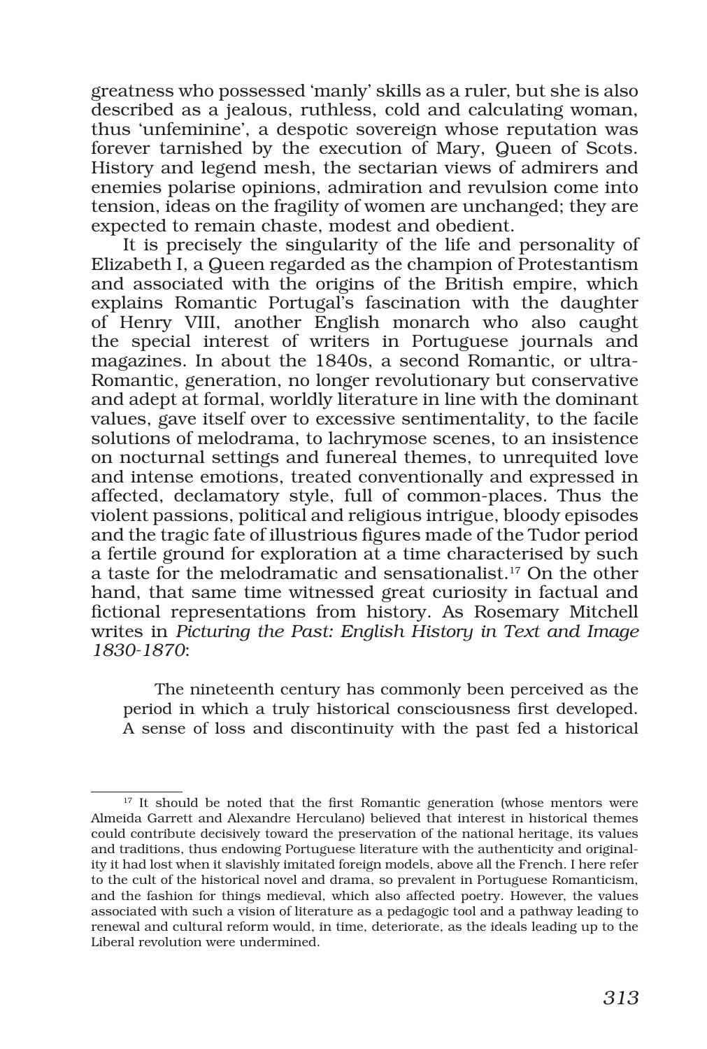greatness who possessed 'manly' skills as a ruler, but she is also described as a jealous, ruthless, cold and calculating woman, thus 'unfeminine', a despotic sovereign whose reputation was forever tarnished by the execution of Mary, Queen of Scots. History and legend mesh, the sectarian views of admirers and enemies polarise opinions, admiration and revulsion come into tension, ideas on the fragility of women are unchanged; they are expected to remain chaste, modest and obedient.

It is precisely the singularity of the life and personality of Elizabeth I, a Queen regarded as the champion of Protestantism and associated with the origins of the British empire, which explains Romantic Portugal's fascination with the daughter of Henry VIII, another English monarch who also caught the special interest of writers in Portuguese journals and magazines. In about the 1840s, a second Romantic, or ultra-Romantic, generation, no longer revolutionary but conservative and adept at formal, worldly literature in line with the dominant values, gave itself over to excessive sentimentality, to the facile solutions of melodrama, to lachrymose scenes, to an insistence on nocturnal settings and funereal themes, to unrequited love and intense emotions, treated conventionally and expressed in affected, declamatory style, full of common-places. Thus the violent passions, political and religious intrigue, bloody episodes and the tragic fate of illustrious figures made of the Tudor period a fertile ground for exploration at a time characterised by such a taste for the melodramatic and sensationalist.[17] On the other hand, that same time witnessed great curiosity in factual and fictional representations from history. As Rosemary Mitchell writes in *Picturing the Past: English History in Text and Image 1830-1870*:

> The nineteenth century has commonly been perceived as the period in which a truly historical consciousness first developed. A sense of loss and discontinuity with the past fed a historical

[17] It should be noted that the first Romantic generation (whose mentors were Almeida Garrett and Alexandre Herculano) believed that interest in historical themes could contribute decisively toward the preservation of the national heritage, its values and traditions, thus endowing Portuguese literature with the authenticity and originality it had lost when it slavishly imitated foreign models, above all the French. I here refer to the cult of the historical novel and drama, so prevalent in Portuguese Romanticism, and the fashion for things medieval, which also affected poetry. However, the values associated with such a vision of literature as a pedagogic tool and a pathway leading to renewal and cultural reform would, in time, deteriorate, as the ideals leading up to the Liberal revolution were undermined.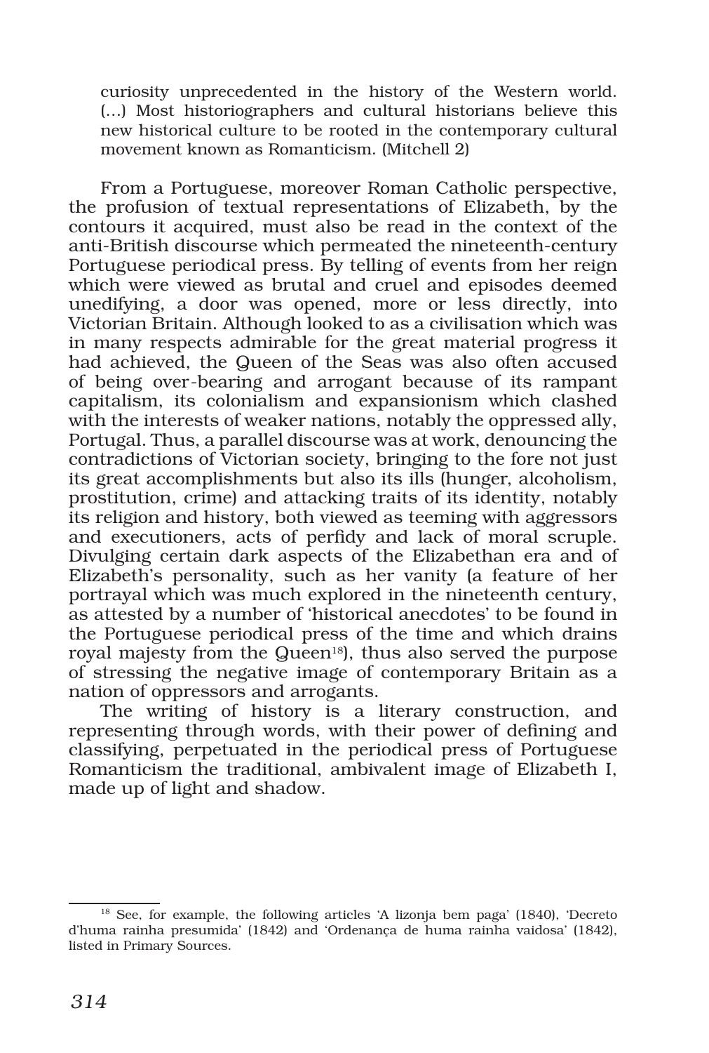> curiosity unprecedented in the history of the Western world. (...) Most historiographers and cultural historians believe this new historical culture to be rooted in the contemporary cultural movement known as Romanticism. (Mitchell 2)

From a Portuguese, moreover Roman Catholic perspective, the profusion of textual representations of Elizabeth, by the contours it acquired, must also be read in the context of the anti-British discourse which permeated the nineteenth-century Portuguese periodical press. By telling of events from her reign which were viewed as brutal and cruel and episodes deemed unedifying, a door was opened, more or less directly, into Victorian Britain. Although looked to as a civilisation which was in many respects admirable for the great material progress it had achieved, the Queen of the Seas was also often accused of being over-bearing and arrogant because of its rampant capitalism, its colonialism and expansionism which clashed with the interests of weaker nations, notably the oppressed ally, Portugal. Thus, a parallel discourse was at work, denouncing the contradictions of Victorian society, bringing to the fore not just its great accomplishments but also its ills (hunger, alcoholism, prostitution, crime) and attacking traits of its identity, notably its religion and history, both viewed as teeming with aggressors and executioners, acts of perfidy and lack of moral scruple. Divulging certain dark aspects of the Elizabethan era and of Elizabeth's personality, such as her vanity (a feature of her portrayal which was much explored in the nineteenth century, as attested by a number of 'historical anecdotes' to be found in the Portuguese periodical press of the time and which drains royal majesty from the Queen[18]), thus also served the purpose of stressing the negative image of contemporary Britain as a nation of oppressors and arrogants.

The writing of history is a literary construction, and representing through words, with their power of defining and classifying, perpetuated in the periodical press of Portuguese Romanticism the traditional, ambivalent image of Elizabeth I, made up of light and shadow.

---

[18] See, for example, the following articles 'A lizonja bem paga' (1840), 'Decreto d'huma rainha presumida' (1842) and 'Ordenança de huma rainha vaidosa' (1842), listed in Primary Sources.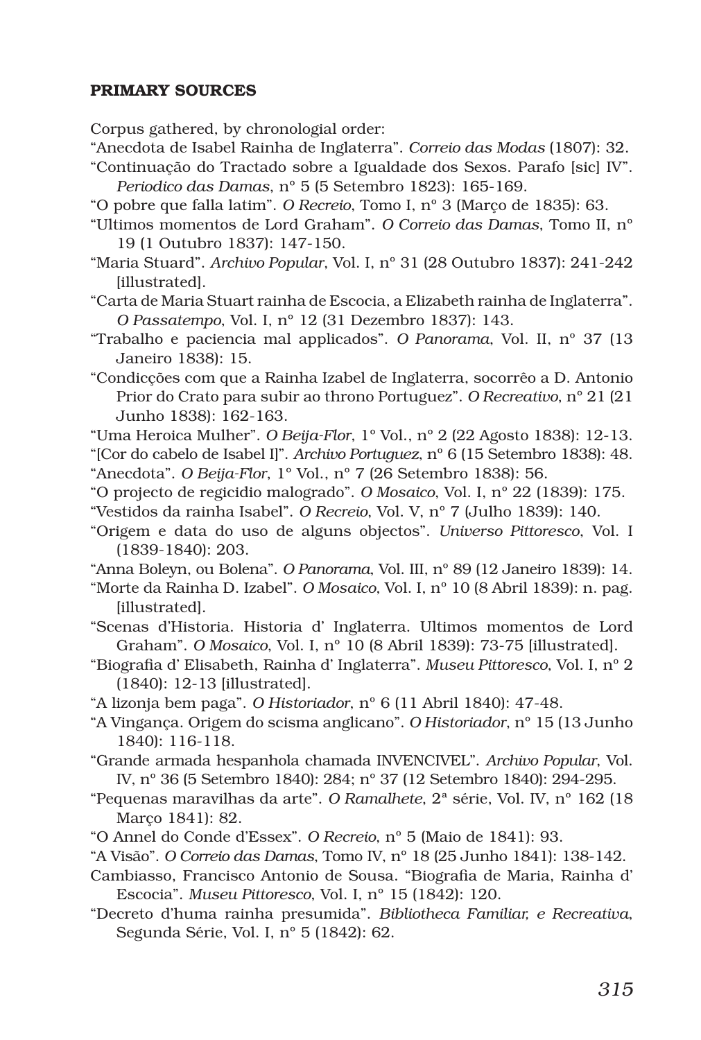**PRIMARY SOURCES**

Corpus gathered, by chronologial order:

"Anecdota de Isabel Rainha de Inglaterra". *Correio das Modas* (1807): 32.

"Continuação do Tractado sobre a Igualdade dos Sexos. Parafo [sic] IV". *Periodico das Damas*, nº 5 (5 Setembro 1823): 165-169.

"O pobre que falla latim". *O Recreio*, Tomo I, nº 3 (Março de 1835): 63.

"Ultimos momentos de Lord Graham". *O Correio das Damas*, Tomo II, nº 19 (1 Outubro 1837): 147-150.

"Maria Stuard". *Archivo Popular*, Vol. I, nº 31 (28 Outubro 1837): 241-242 [illustrated].

"Carta de Maria Stuart rainha de Escocia, a Elizabeth rainha de Inglaterra". *O Passatempo*, Vol. I, nº 12 (31 Dezembro 1837): 143.

"Trabalho e paciencia mal applicados". *O Panorama*, Vol. II, nº 37 (13 Janeiro 1838): 15.

"Condicções com que a Rainha Izabel de Inglaterra, socorrêo a D. Antonio Prior do Crato para subir ao throno Portuguez". *O Recreativo*, nº 21 (21 Junho 1838): 162-163.

"Uma Heroica Mulher". *O Beija-Flor*, 1º Vol., nº 2 (22 Agosto 1838): 12-13.

"[Cor do cabelo de Isabel I]". *Archivo Portuguez*, nº 6 (15 Setembro 1838): 48.

"Anecdota". *O Beija-Flor*, 1º Vol., nº 7 (26 Setembro 1838): 56.

"O projecto de regicidio malogrado". *O Mosaico*, Vol. I, nº 22 (1839): 175.

"Vestidos da rainha Isabel". *O Recreio*, Vol. V, nº 7 (Julho 1839): 140.

"Origem e data do uso de alguns objectos". *Universo Pittoresco*, Vol. I (1839-1840): 203.

"Anna Boleyn, ou Bolena". *O Panorama*, Vol. III, nº 89 (12 Janeiro 1839): 14.

"Morte da Rainha D. Izabel". *O Mosaico*, Vol. I, nº 10 (8 Abril 1839): n. pag. [illustrated].

"Scenas d'Historia. Historia d' Inglaterra. Ultimos momentos de Lord Graham". *O Mosaico*, Vol. I, nº 10 (8 Abril 1839): 73-75 [illustrated].

"Biografia d' Elisabeth, Rainha d' Inglaterra". *Museu Pittoresco*, Vol. I, nº 2 (1840): 12-13 [illustrated].

"A lizonja bem paga". *O Historiador*, nº 6 (11 Abril 1840): 47-48.

"A Vingança. Origem do scisma anglicano". *O Historiador*, nº 15 (13 Junho 1840): 116-118.

"Grande armada hespanhola chamada INVENCIVEL". *Archivo Popular*, Vol. IV, nº 36 (5 Setembro 1840): 284; nº 37 (12 Setembro 1840): 294-295.

"Pequenas maravilhas da arte". *O Ramalhete*, 2ª série, Vol. IV, nº 162 (18 Março 1841): 82.

"O Annel do Conde d'Essex". *O Recreio*, nº 5 (Maio de 1841): 93.

"A Visão". *O Correio das Damas*, Tomo IV, nº 18 (25 Junho 1841): 138-142.

Cambiasso, Francisco Antonio de Sousa. "Biografia de Maria, Rainha d' Escocia". *Museu Pittoresco*, Vol. I, nº 15 (1842): 120.

"Decreto d'huma rainha presumida". *Bibliotheca Familiar, e Recreativa*, Segunda Série, Vol. I, nº 5 (1842): 62.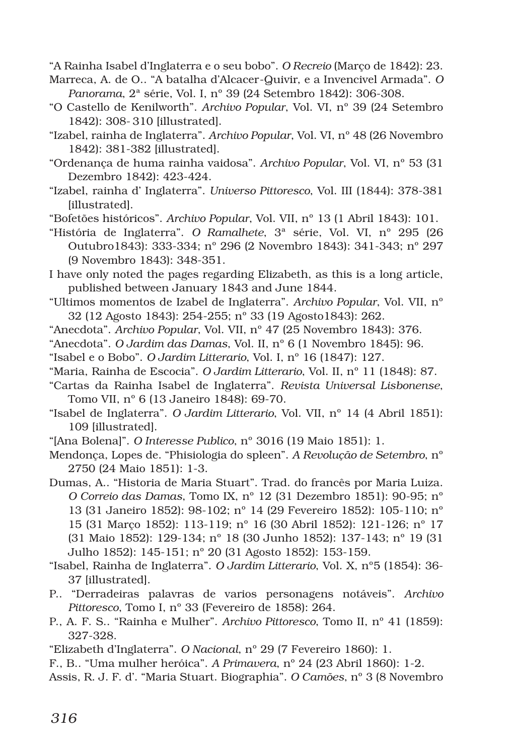"A Rainha Isabel d'Inglaterra e o seu bobo". *O Recreio* (Março de 1842): 23.

Marreca, A. de O.. "A batalha d'Alcacer-Quivir, e a Invencivel Armada". *O Panorama*, 2ª série, Vol. I, nº 39 (24 Setembro 1842): 306-308.

"O Castello de Kenilworth". *Archivo Popular*, Vol. VI, nº 39 (24 Setembro 1842): 308- 310 [illustrated].

"Izabel, rainha de Inglaterra". *Archivo Popular*, Vol. VI, nº 48 (26 Novembro 1842): 381-382 [illustrated].

"Ordenança de huma rainha vaidosa". *Archivo Popular*, Vol. VI, nº 53 (31 Dezembro 1842): 423-424.

"Izabel, rainha d' Inglaterra". *Universo Pittoresco*, Vol. III (1844): 378-381 [illustrated].

"Bofetões históricos". *Archivo Popular*, Vol. VII, nº 13 (1 Abril 1843): 101.

"História de Inglaterra". *O Ramalhete*, 3ª série, Vol. VI, nº 295 (26 Outubro1843): 333-334; nº 296 (2 Novembro 1843): 341-343; nº 297 (9 Novembro 1843): 348-351.

I have only noted the pages regarding Elizabeth, as this is a long article, published between January 1843 and June 1844.

"Ultimos momentos de Izabel de Inglaterra". *Archivo Popular*, Vol. VII, nº 32 (12 Agosto 1843): 254-255; nº 33 (19 Agosto1843): 262.

"Anecdota". *Archivo Popular*, Vol. VII, nº 47 (25 Novembro 1843): 376.

"Anecdota". *O Jardim das Damas*, Vol. II, nº 6 (1 Novembro 1845): 96.

"Isabel e o Bobo". *O Jardim Litterario*, Vol. I, nº 16 (1847): 127.

"Maria, Rainha de Escocia". *O Jardim Litterario*, Vol. II, nº 11 (1848): 87.

"Cartas da Rainha Isabel de Inglaterra". *Revista Universal Lisbonense*, Tomo VII, nº 6 (13 Janeiro 1848): 69-70.

"Isabel de Inglaterra". *O Jardim Litterario*, Vol. VII, nº 14 (4 Abril 1851): 109 [illustrated].

"[Ana Bolena]". *O Interesse Publico*, nº 3016 (19 Maio 1851): 1.

Mendonça, Lopes de. "Phisiologia do spleen". *A Revolução de Setembro*, nº 2750 (24 Maio 1851): 1-3.

Dumas, A.. "Historia de Maria Stuart". Trad. do francês por Maria Luiza. *O Correio das Damas*, Tomo IX, nº 12 (31 Dezembro 1851): 90-95; nº 13 (31 Janeiro 1852): 98-102; nº 14 (29 Fevereiro 1852): 105-110; nº 15 (31 Março 1852): 113-119; nº 16 (30 Abril 1852): 121-126; nº 17 (31 Maio 1852): 129-134; nº 18 (30 Junho 1852): 137-143; nº 19 (31 Julho 1852): 145-151; nº 20 (31 Agosto 1852): 153-159.

"Isabel, Rainha de Inglaterra". *O Jardim Litterario*, Vol. X, nº5 (1854): 36-37 [illustrated].

P.. "Derradeiras palavras de varios personagens notáveis". *Archivo Pittoresco*, Tomo I, nº 33 (Fevereiro de 1858): 264.

P., A. F. S.. "Rainha e Mulher". *Archivo Pittoresco*, Tomo II, nº 41 (1859): 327-328.

"Elizabeth d'Inglaterra". *O Nacional*, nº 29 (7 Fevereiro 1860): 1.

F., B.. "Uma mulher heróica". *A Primavera*, nº 24 (23 Abril 1860): 1-2.

Assis, R. J. F. d'. "Maria Stuart. Biographia". *O Camões*, nº 3 (8 Novembro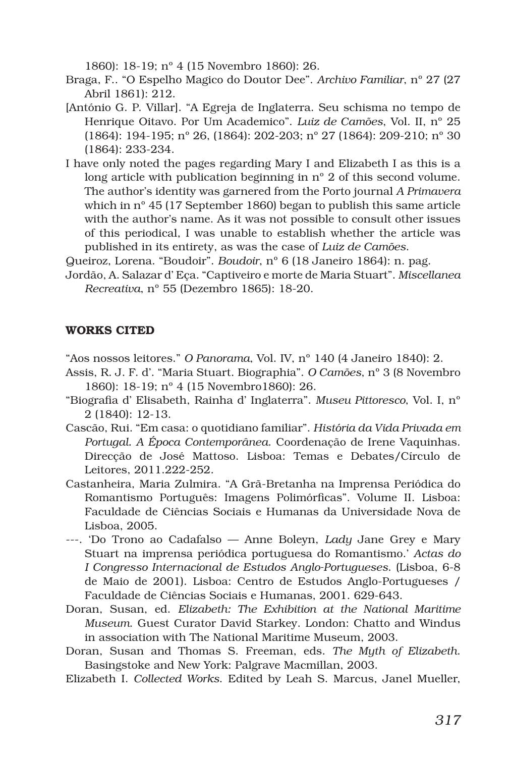1860): 18-19; nº 4 (15 Novembro 1860): 26.

Braga, F.. “O Espelho Magico do Doutor Dee”. *Archivo Familiar*, nº 27 (27 Abril 1861): 212.

[António G. P. Villar]. “A Egreja de Inglaterra. Seu schisma no tempo de Henrique Oitavo. Por Um Academico”. *Luiz de Camões*, Vol. II, nº 25 (1864): 194-195; nº 26, (1864): 202-203; nº 27 (1864): 209-210; nº 30 (1864): 233-234.

I have only noted the pages regarding Mary I and Elizabeth I as this is a long article with publication beginning in nº 2 of this second volume. The author’s identity was garnered from the Porto journal *A Primavera* which in nº 45 (17 September 1860) began to publish this same article with the author’s name. As it was not possible to consult other issues of this periodical, I was unable to establish whether the article was published in its entirety, as was the case of *Luiz de Camões*.

Queiroz, Lorena. “Boudoir”. *Boudoir*, nº 6 (18 Janeiro 1864): n. pag.

Jordão, A. Salazar d’ Eça. “Captiveiro e morte de Maria Stuart”. *Miscellanea Recreativa*, nº 55 (Dezembro 1865): 18-20.

## WORKS CITED

“Aos nossos leitores.” *O Panorama*, Vol. IV, nº 140 (4 Janeiro 1840): 2.

Assis, R. J. F. d’. “Maria Stuart. Biographia”. *O Camões*, nº 3 (8 Novembro 1860): 18-19; nº 4 (15 Novembro1860): 26.

“Biografia d’ Elisabeth, Rainha d’ Inglaterra”. *Museu Pittoresco*, Vol. I, nº 2 (1840): 12-13.

Cascão, Rui. “Em casa: o quotidiano familiar”. *História da Vida Privada em Portugal. A Época Contemporânea*. Coordenação de Irene Vaquinhas. Direcção de José Mattoso. Lisboa: Temas e Debates/Círculo de Leitores, 2011.222-252.

Castanheira, Maria Zulmira. “A Grã-Bretanha na Imprensa Periódica do Romantismo Português: Imagens Polimórficas”. Volume II. Lisboa: Faculdade de Ciências Sociais e Humanas da Universidade Nova de Lisboa, 2005.

---. ‘Do Trono ao Cadafalso — Anne Boleyn, *Lady* Jane Grey e Mary Stuart na imprensa periódica portuguesa do Romantismo.’ *Actas do I Congresso Internacional de Estudos Anglo-Portugueses*. (Lisboa, 6-8 de Maio de 2001). Lisboa: Centro de Estudos Anglo-Portugueses / Faculdade de Ciências Sociais e Humanas, 2001. 629-643.

Doran, Susan, ed. *Elizabeth: The Exhibition at the National Maritime Museum*. Guest Curator David Starkey. London: Chatto and Windus in association with The National Maritime Museum, 2003.

Doran, Susan and Thomas S. Freeman, eds. *The Myth of Elizabeth*. Basingstoke and New York: Palgrave Macmillan, 2003.

Elizabeth I. *Collected Works*. Edited by Leah S. Marcus, Janel Mueller,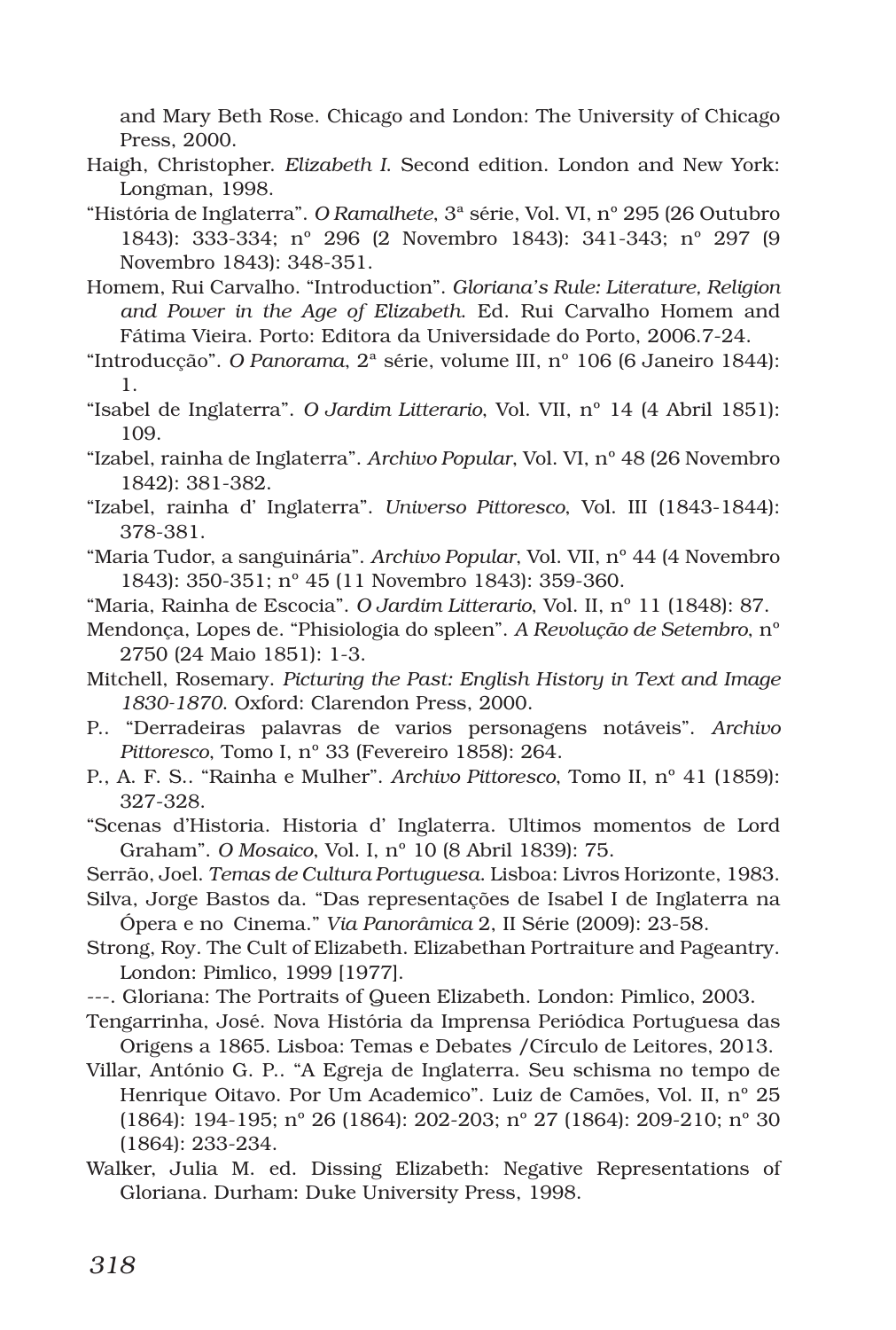and Mary Beth Rose. Chicago and London: The University of Chicago Press, 2000.

Haigh, Christopher. *Elizabeth I*. Second edition. London and New York: Longman, 1998.

"História de Inglaterra". *O Ramalhete*, 3ª série, Vol. VI, nº 295 (26 Outubro 1843): 333-334; nº 296 (2 Novembro 1843): 341-343; nº 297 (9 Novembro 1843): 348-351.

Homem, Rui Carvalho. "Introduction". *Gloriana's Rule: Literature, Religion and Power in the Age of Elizabeth*. Ed. Rui Carvalho Homem and Fátima Vieira. Porto: Editora da Universidade do Porto, 2006.7-24.

"Introducção". *O Panorama*, 2ª série, volume III, nº 106 (6 Janeiro 1844): 1.

"Isabel de Inglaterra". *O Jardim Litterario*, Vol. VII, nº 14 (4 Abril 1851): 109.

"Izabel, rainha de Inglaterra". *Archivo Popular*, Vol. VI, nº 48 (26 Novembro 1842): 381-382.

"Izabel, rainha d' Inglaterra". *Universo Pittoresco*, Vol. III (1843-1844): 378-381.

"Maria Tudor, a sanguinária". *Archivo Popular*, Vol. VII, nº 44 (4 Novembro 1843): 350-351; nº 45 (11 Novembro 1843): 359-360.

"Maria, Rainha de Escocia". *O Jardim Litterario*, Vol. II, nº 11 (1848): 87.

Mendonça, Lopes de. "Phisiologia do spleen". *A Revolução de Setembro*, nº 2750 (24 Maio 1851): 1-3.

Mitchell, Rosemary. *Picturing the Past: English History in Text and Image 1830-1870*. Oxford: Clarendon Press, 2000.

P.. "Derradeiras palavras de varios personagens notáveis". *Archivo Pittoresco*, Tomo I, nº 33 (Fevereiro 1858): 264.

P., A. F. S.. "Rainha e Mulher". *Archivo Pittoresco*, Tomo II, nº 41 (1859): 327-328.

"Scenas d'Historia. Historia d' Inglaterra. Ultimos momentos de Lord Graham". *O Mosaico*, Vol. I, nº 10 (8 Abril 1839): 75.

Serrão, Joel. *Temas de Cultura Portuguesa*. Lisboa: Livros Horizonte, 1983.

Silva, Jorge Bastos da. "Das representações de Isabel I de Inglaterra na Ópera e no Cinema." *Via Panorâmica* 2, II Série (2009): 23-58.

Strong, Roy. The Cult of Elizabeth. Elizabethan Portraiture and Pageantry. London: Pimlico, 1999 [1977].

---. Gloriana: The Portraits of Queen Elizabeth. London: Pimlico, 2003.

Tengarrinha, José. Nova História da Imprensa Periódica Portuguesa das Origens a 1865. Lisboa: Temas e Debates /Círculo de Leitores, 2013.

Villar, António G. P.. "A Egreja de Inglaterra. Seu schisma no tempo de Henrique Oitavo. Por Um Academico". Luiz de Camões, Vol. II, nº 25 (1864): 194-195; nº 26 (1864): 202-203; nº 27 (1864): 209-210; nº 30 (1864): 233-234.

Walker, Julia M. ed. Dissing Elizabeth: Negative Representations of Gloriana. Durham: Duke University Press, 1998.